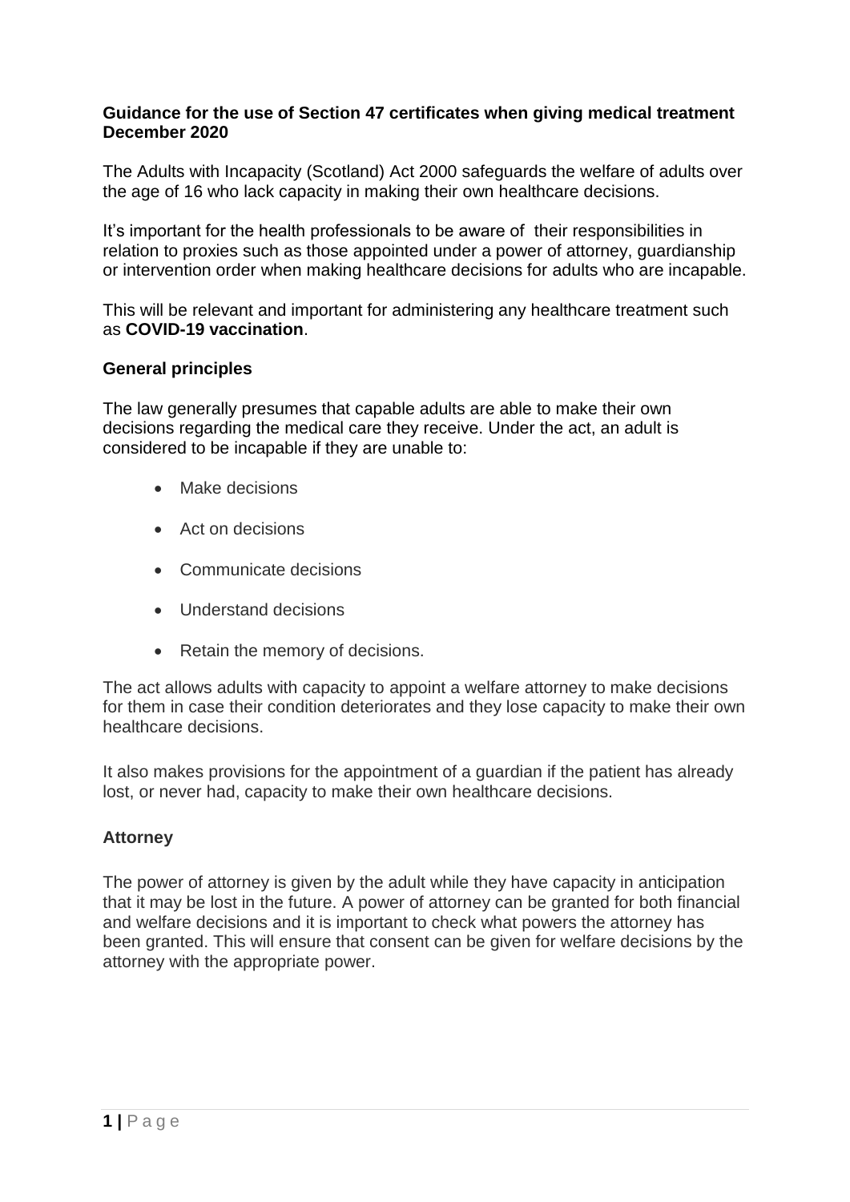**Guidance for the use of Section 47 certificates when giving medical treatment December 2020**

The Adults with Incapacity (Scotland) Act 2000 safeguards the welfare of adults over the age of 16 who lack capacity in making their own healthcare decisions.

It's important for the health professionals to be aware of their responsibilities in relation to proxies such as those appointed under a power of attorney, guardianship or intervention order when making healthcare decisions for adults who are incapable.

This will be relevant and important for administering any healthcare treatment such as **COVID-19 vaccination**.

**General principles**

The law generally presumes that capable adults are able to make their own decisions regarding the medical care they receive. Under the act, an adult is considered to be incapable if they are unable to:

- Make decisions
- Act on decisions
- Communicate decisions
- Understand decisions
- Retain the memory of decisions.

The act allows adults with capacity to appoint a welfare attorney to make decisions for them in case their condition deteriorates and they lose capacity to make their own healthcare decisions.

It also makes provisions for the appointment of a guardian if the patient has already lost, or never had, capacity to make their own healthcare decisions.

**Attorney**

The power of attorney is given by the adult while they have capacity in anticipation that it may be lost in the future. A power of attorney can be granted for both financial and welfare decisions and it is important to check what powers the attorney has been granted. This will ensure that consent can be given for welfare decisions by the attorney with the appropriate power.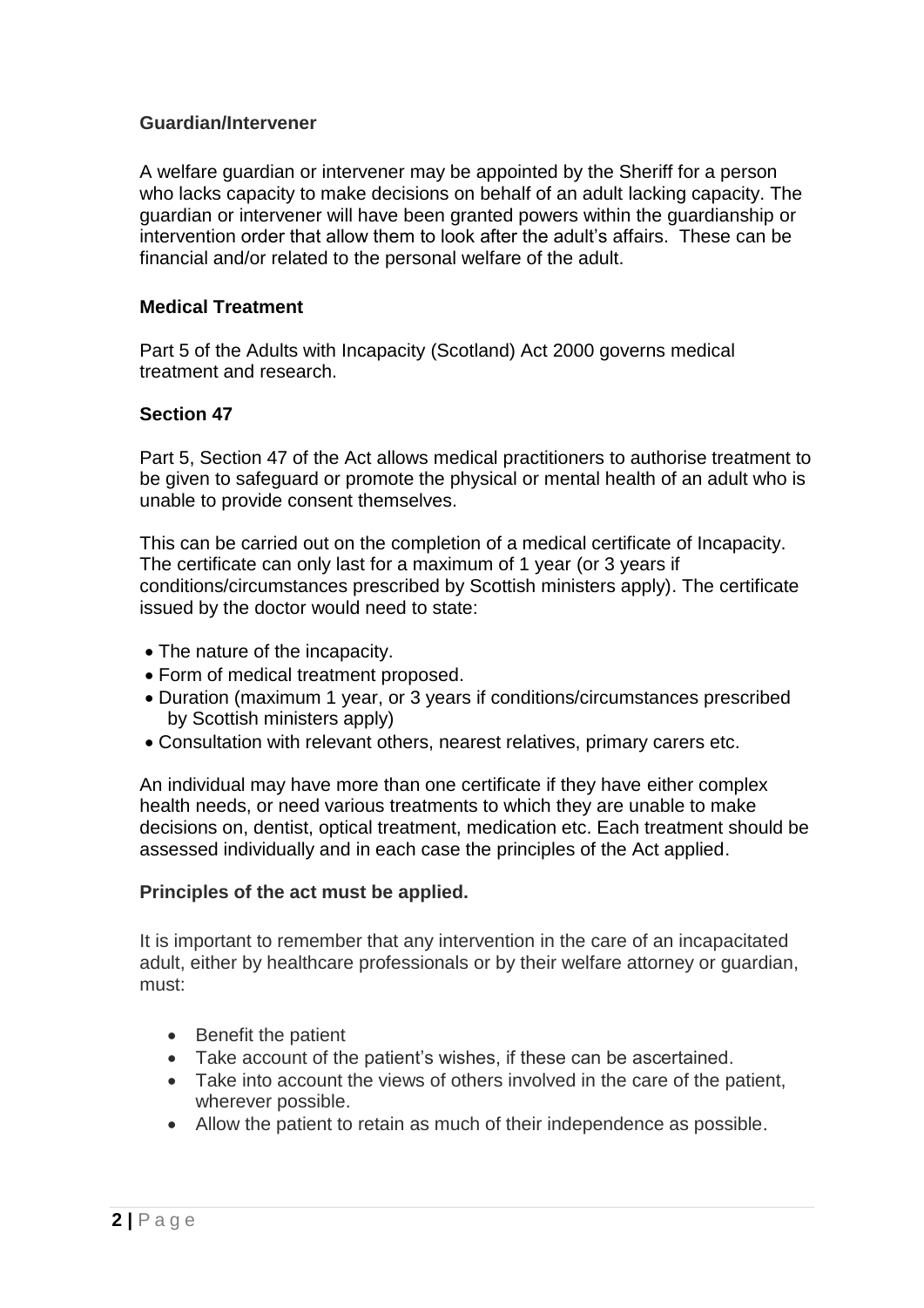**Guardian/Intervener**

A welfare guardian or intervener may be appointed by the Sheriff for a person who lacks capacity to make decisions on behalf of an adult lacking capacity. The guardian or intervener will have been granted powers within the guardianship or intervention order that allow them to look after the adult's affairs. These can be financial and/or related to the personal welfare of the adult.

**Medical Treatment**

Part 5 of the Adults with Incapacity (Scotland) Act 2000 governs medical treatment and research.

**Section 47**

Part 5, Section 47 of the Act allows medical practitioners to authorise treatment to be given to safeguard or promote the physical or mental health of an adult who is unable to provide consent themselves.

This can be carried out on the completion of a medical certificate of Incapacity. The certificate can only last for a maximum of 1 year (or 3 years if conditions/circumstances prescribed by Scottish ministers apply). The certificate issued by the doctor would need to state:

- The nature of the incapacity.
- Form of medical treatment proposed.
- Duration (maximum 1 year, or 3 years if conditions/circumstances prescribed by Scottish ministers apply)
- Consultation with relevant others, nearest relatives, primary carers etc.

An individual may have more than one certificate if they have either complex health needs, or need various treatments to which they are unable to make decisions on, dentist, optical treatment, medication etc. Each treatment should be assessed individually and in each case the principles of the Act applied.

**Principles of the act must be applied.**

It is important to remember that any intervention in the care of an incapacitated adult, either by healthcare professionals or by their welfare attorney or guardian, must:

- Benefit the patient
- Take account of the patient's wishes, if these can be ascertained.
- Take into account the views of others involved in the care of the patient, wherever possible.
- Allow the patient to retain as much of their independence as possible.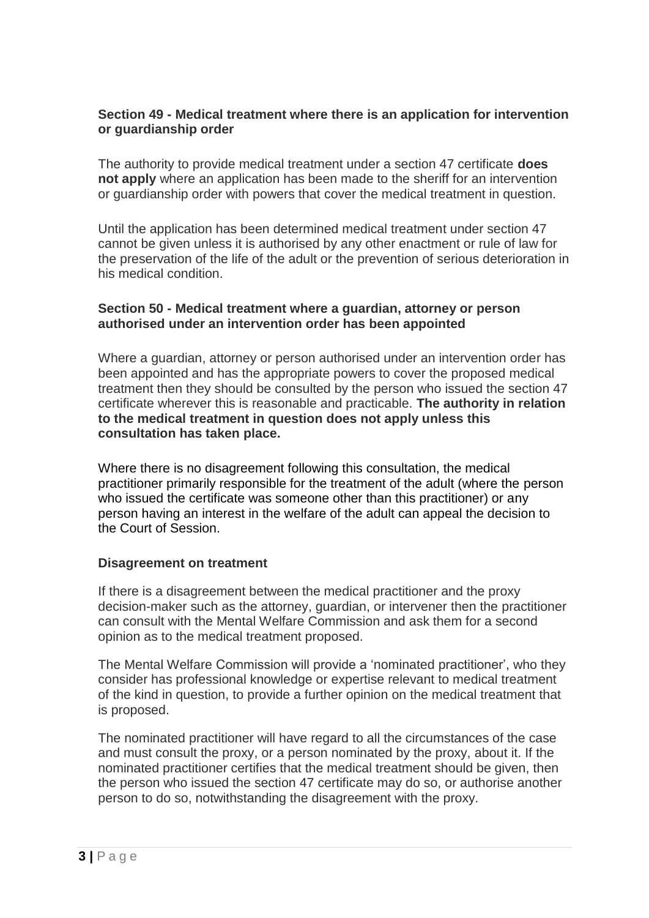### Section 49 - Medical treatment where there is an application for intervention or guardianship order

The authority to provide medical treatment under a section 47 certificate **does not apply** where an application has been made to the sheriff for an intervention or guardianship order with powers that cover the medical treatment in question.

Until the application has been determined medical treatment under section 47 cannot be given unless it is authorised by any other enactment or rule of law for the preservation of the life of the adult or the prevention of serious deterioration in his medical condition.

### Section 50 - Medical treatment where a guardian, attorney or person authorised under an intervention order has been appointed

Where a guardian, attorney or person authorised under an intervention order has been appointed and has the appropriate powers to cover the proposed medical treatment then they should be consulted by the person who issued the section 47 certificate wherever this is reasonable and practicable. **The authority in relation to the medical treatment in question does not apply unless this consultation has taken place.**

Where there is no disagreement following this consultation, the medical practitioner primarily responsible for the treatment of the adult (where the person who issued the certificate was someone other than this practitioner) or any person having an interest in the welfare of the adult can appeal the decision to the Court of Session.

### Disagreement on treatment

If there is a disagreement between the medical practitioner and the proxy decision-maker such as the attorney, guardian, or intervener then the practitioner can consult with the Mental Welfare Commission and ask them for a second opinion as to the medical treatment proposed.

The Mental Welfare Commission will provide a 'nominated practitioner', who they consider has professional knowledge or expertise relevant to medical treatment of the kind in question, to provide a further opinion on the medical treatment that is proposed.

The nominated practitioner will have regard to all the circumstances of the case and must consult the proxy, or a person nominated by the proxy, about it. If the nominated practitioner certifies that the medical treatment should be given, then the person who issued the section 47 certificate may do so, or authorise another person to do so, notwithstanding the disagreement with the proxy.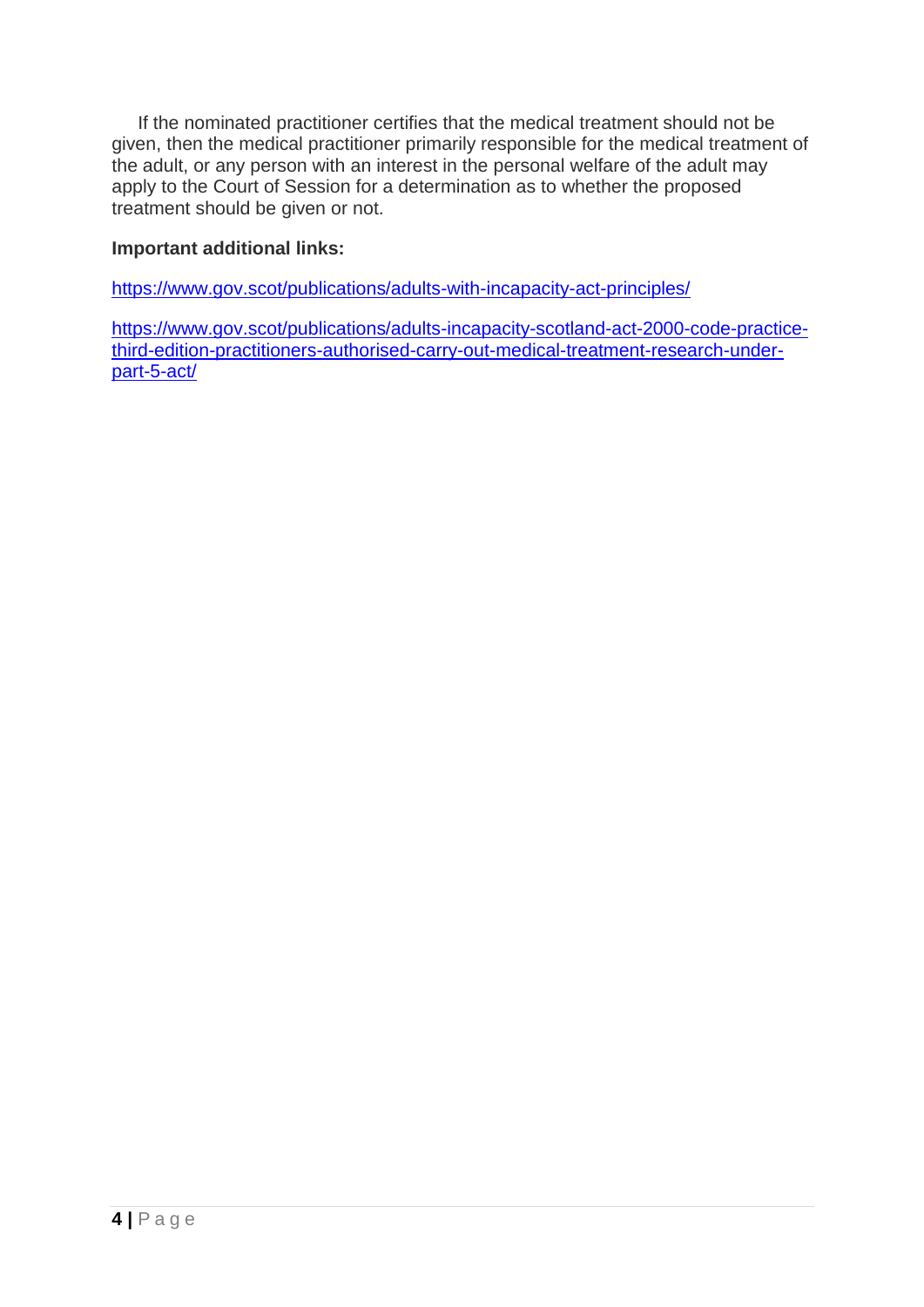If the nominated practitioner certifies that the medical treatment should not be given, then the medical practitioner primarily responsible for the medical treatment of the adult, or any person with an interest in the personal welfare of the adult may apply to the Court of Session for a determination as to whether the proposed treatment should be given or not.

**Important additional links:**

https://www.gov.scot/publications/adults-with-incapacity-act-principles/

https://www.gov.scot/publications/adults-incapacity-scotland-act-2000-code-practice-third-edition-practitioners-authorised-carry-out-medical-treatment-research-under-part-5-act/